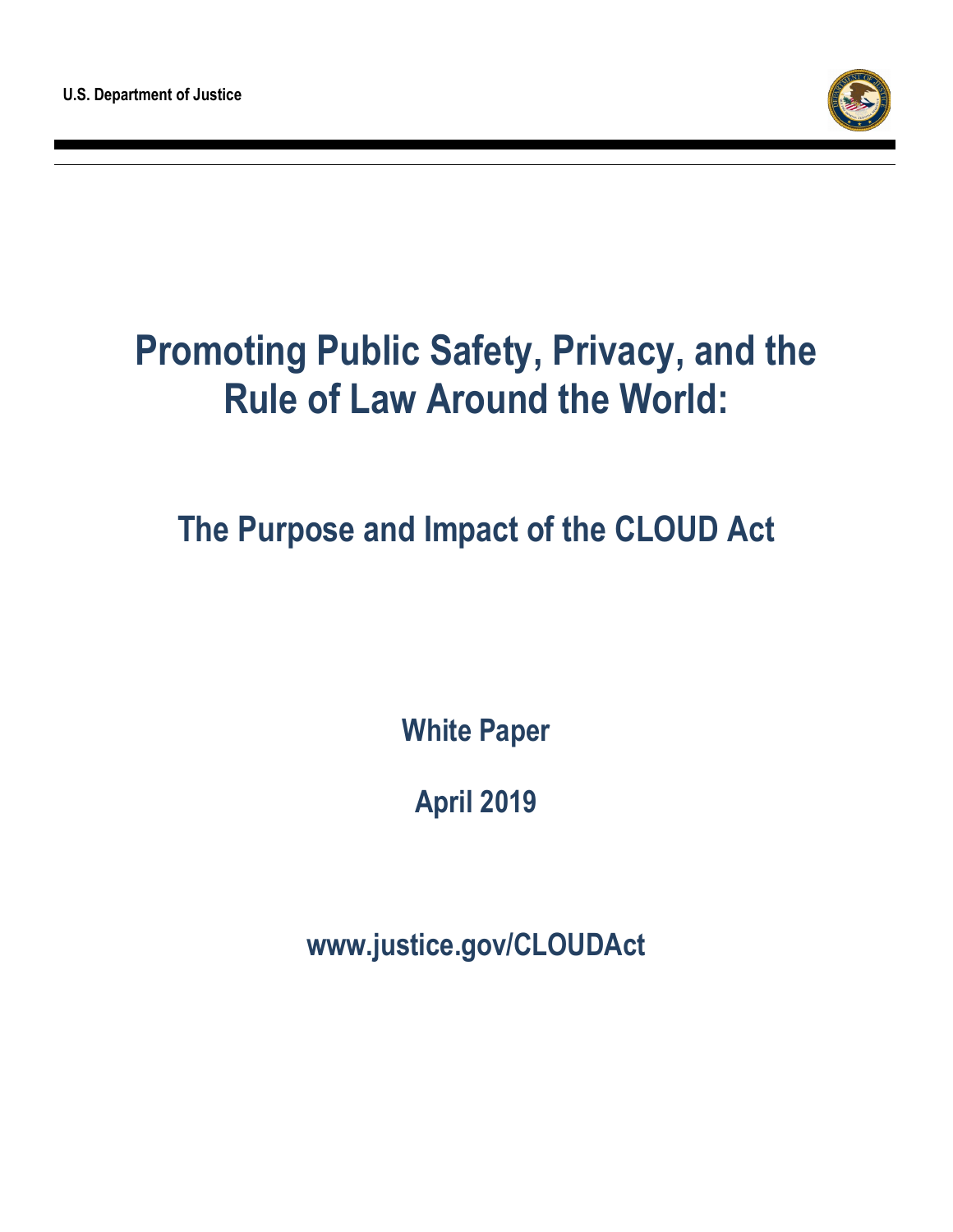U.S. Department of Justice

# Promoting Public Safety, Privacy, and the Rule of Law Around the World:

## The Purpose and Impact of the CLOUD Act

**White Paper**

**April 2019**

**www.justice.gov/CLOUDAct**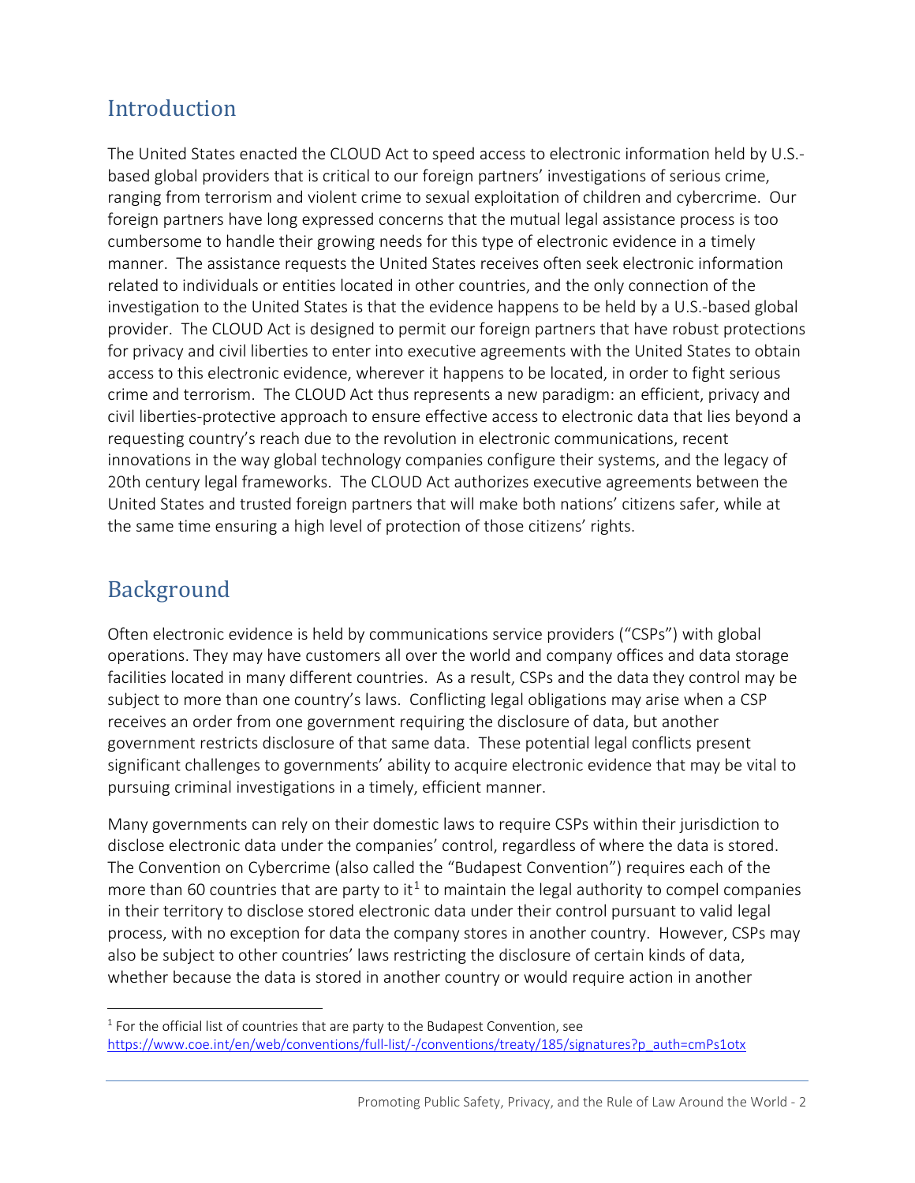## Introduction

The United States enacted the CLOUD Act to speed access to electronic information held by U.S.-based global providers that is critical to our foreign partners' investigations of serious crime, ranging from terrorism and violent crime to sexual exploitation of children and cybercrime. Our foreign partners have long expressed concerns that the mutual legal assistance process is too cumbersome to handle their growing needs for this type of electronic evidence in a timely manner. The assistance requests the United States receives often seek electronic information related to individuals or entities located in other countries, and the only connection of the investigation to the United States is that the evidence happens to be held by a U.S.-based global provider. The CLOUD Act is designed to permit our foreign partners that have robust protections for privacy and civil liberties to enter into executive agreements with the United States to obtain access to this electronic evidence, wherever it happens to be located, in order to fight serious crime and terrorism. The CLOUD Act thus represents a new paradigm: an efficient, privacy and civil liberties-protective approach to ensure effective access to electronic data that lies beyond a requesting country's reach due to the revolution in electronic communications, recent innovations in the way global technology companies configure their systems, and the legacy of 20th century legal frameworks. The CLOUD Act authorizes executive agreements between the United States and trusted foreign partners that will make both nations' citizens safer, while at the same time ensuring a high level of protection of those citizens' rights.

## Background

Often electronic evidence is held by communications service providers ("CSPs") with global operations. They may have customers all over the world and company offices and data storage facilities located in many different countries. As a result, CSPs and the data they control may be subject to more than one country's laws. Conflicting legal obligations may arise when a CSP receives an order from one government requiring the disclosure of data, but another government restricts disclosure of that same data. These potential legal conflicts present significant challenges to governments' ability to acquire electronic evidence that may be vital to pursuing criminal investigations in a timely, efficient manner.

Many governments can rely on their domestic laws to require CSPs within their jurisdiction to disclose electronic data under the companies' control, regardless of where the data is stored. The Convention on Cybercrime (also called the "Budapest Convention") requires each of the more than 60 countries that are party to it[1] to maintain the legal authority to compel companies in their territory to disclose stored electronic data under their control pursuant to valid legal process, with no exception for data the company stores in another country. However, CSPs may also be subject to other countries' laws restricting the disclosure of certain kinds of data, whether because the data is stored in another country or would require action in another

[1] For the official list of countries that are party to the Budapest Convention, see https://www.coe.int/en/web/conventions/full-list/-/conventions/treaty/185/signatures?p_auth=cmPs1otx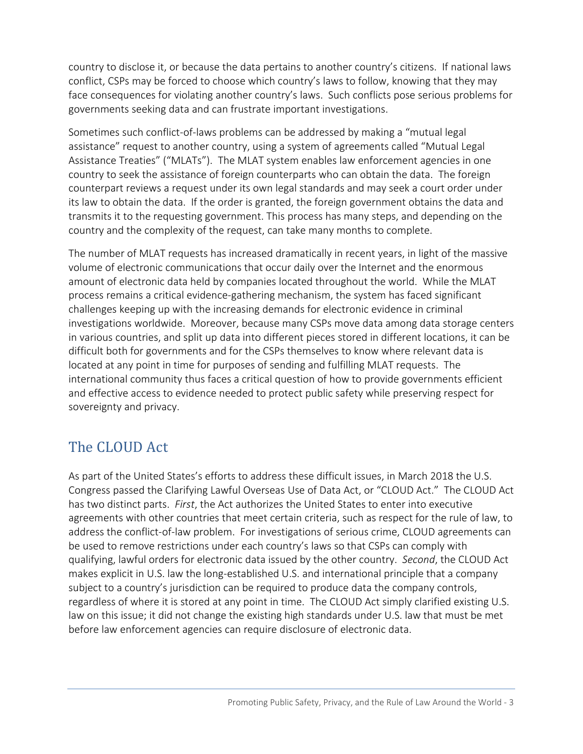country to disclose it, or because the data pertains to another country's citizens. If national laws conflict, CSPs may be forced to choose which country's laws to follow, knowing that they may face consequences for violating another country's laws. Such conflicts pose serious problems for governments seeking data and can frustrate important investigations.

Sometimes such conflict-of-laws problems can be addressed by making a "mutual legal assistance" request to another country, using a system of agreements called "Mutual Legal Assistance Treaties" ("MLATs"). The MLAT system enables law enforcement agencies in one country to seek the assistance of foreign counterparts who can obtain the data. The foreign counterpart reviews a request under its own legal standards and may seek a court order under its law to obtain the data. If the order is granted, the foreign government obtains the data and transmits it to the requesting government. This process has many steps, and depending on the country and the complexity of the request, can take many months to complete.

The number of MLAT requests has increased dramatically in recent years, in light of the massive volume of electronic communications that occur daily over the Internet and the enormous amount of electronic data held by companies located throughout the world. While the MLAT process remains a critical evidence-gathering mechanism, the system has faced significant challenges keeping up with the increasing demands for electronic evidence in criminal investigations worldwide. Moreover, because many CSPs move data among data storage centers in various countries, and split up data into different pieces stored in different locations, it can be difficult both for governments and for the CSPs themselves to know where relevant data is located at any point in time for purposes of sending and fulfilling MLAT requests. The international community thus faces a critical question of how to provide governments efficient and effective access to evidence needed to protect public safety while preserving respect for sovereignty and privacy.

## The CLOUD Act

As part of the United States's efforts to address these difficult issues, in March 2018 the U.S. Congress passed the Clarifying Lawful Overseas Use of Data Act, or "CLOUD Act." The CLOUD Act has two distinct parts. *First*, the Act authorizes the United States to enter into executive agreements with other countries that meet certain criteria, such as respect for the rule of law, to address the conflict-of-law problem. For investigations of serious crime, CLOUD agreements can be used to remove restrictions under each country's laws so that CSPs can comply with qualifying, lawful orders for electronic data issued by the other country. *Second*, the CLOUD Act makes explicit in U.S. law the long-established U.S. and international principle that a company subject to a country's jurisdiction can be required to produce data the company controls, regardless of where it is stored at any point in time. The CLOUD Act simply clarified existing U.S. law on this issue; it did not change the existing high standards under U.S. law that must be met before law enforcement agencies can require disclosure of electronic data.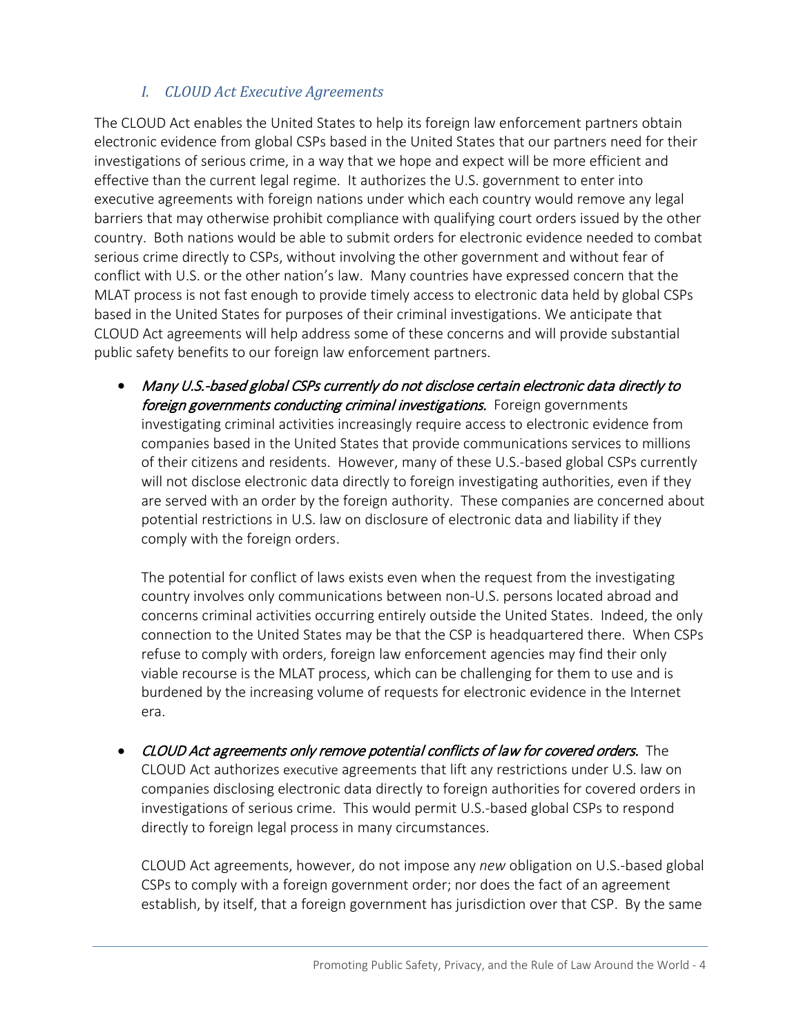### *I. CLOUD Act Executive Agreements*

The CLOUD Act enables the United States to help its foreign law enforcement partners obtain electronic evidence from global CSPs based in the United States that our partners need for their investigations of serious crime, in a way that we hope and expect will be more efficient and effective than the current legal regime. It authorizes the U.S. government to enter into executive agreements with foreign nations under which each country would remove any legal barriers that may otherwise prohibit compliance with qualifying court orders issued by the other country. Both nations would be able to submit orders for electronic evidence needed to combat serious crime directly to CSPs, without involving the other government and without fear of conflict with U.S. or the other nation's law. Many countries have expressed concern that the MLAT process is not fast enough to provide timely access to electronic data held by global CSPs based in the United States for purposes of their criminal investigations. We anticipate that CLOUD Act agreements will help address some of these concerns and will provide substantial public safety benefits to our foreign law enforcement partners.

- *Many U.S.-based global CSPs currently do not disclose certain electronic data directly to foreign governments conducting criminal investigations.* Foreign governments investigating criminal activities increasingly require access to electronic evidence from companies based in the United States that provide communications services to millions of their citizens and residents. However, many of these U.S.-based global CSPs currently will not disclose electronic data directly to foreign investigating authorities, even if they are served with an order by the foreign authority. These companies are concerned about potential restrictions in U.S. law on disclosure of electronic data and liability if they comply with the foreign orders.

  The potential for conflict of laws exists even when the request from the investigating country involves only communications between non-U.S. persons located abroad and concerns criminal activities occurring entirely outside the United States. Indeed, the only connection to the United States may be that the CSP is headquartered there. When CSPs refuse to comply with orders, foreign law enforcement agencies may find their only viable recourse is the MLAT process, which can be challenging for them to use and is burdened by the increasing volume of requests for electronic evidence in the Internet era.

- *CLOUD Act agreements only remove potential conflicts of law for covered orders.* The CLOUD Act authorizes executive agreements that lift any restrictions under U.S. law on companies disclosing electronic data directly to foreign authorities for covered orders in investigations of serious crime. This would permit U.S.-based global CSPs to respond directly to foreign legal process in many circumstances.

  CLOUD Act agreements, however, do not impose any *new* obligation on U.S.-based global CSPs to comply with a foreign government order; nor does the fact of an agreement establish, by itself, that a foreign government has jurisdiction over that CSP. By the same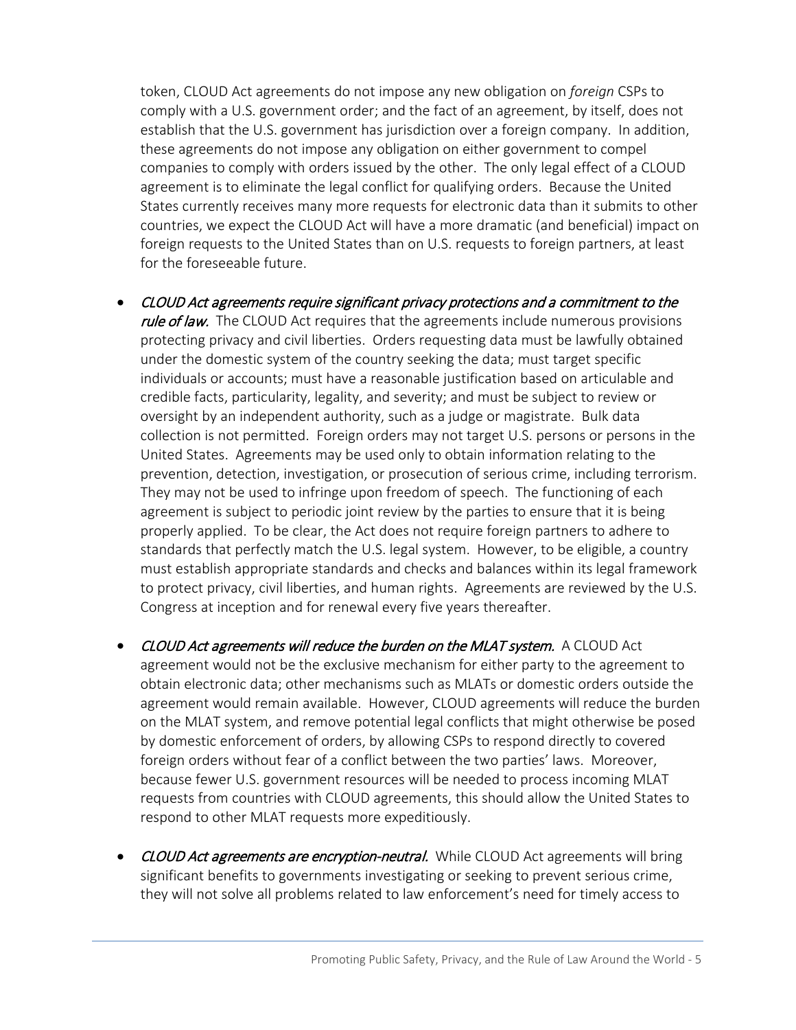token, CLOUD Act agreements do not impose any new obligation on *foreign* CSPs to comply with a U.S. government order; and the fact of an agreement, by itself, does not establish that the U.S. government has jurisdiction over a foreign company. In addition, these agreements do not impose any obligation on either government to compel companies to comply with orders issued by the other. The only legal effect of a CLOUD agreement is to eliminate the legal conflict for qualifying orders. Because the United States currently receives many more requests for electronic data than it submits to other countries, we expect the CLOUD Act will have a more dramatic (and beneficial) impact on foreign requests to the United States than on U.S. requests to foreign partners, at least for the foreseeable future.

- *CLOUD Act agreements require significant privacy protections and a commitment to the rule of law.* The CLOUD Act requires that the agreements include numerous provisions protecting privacy and civil liberties. Orders requesting data must be lawfully obtained under the domestic system of the country seeking the data; must target specific individuals or accounts; must have a reasonable justification based on articulable and credible facts, particularity, legality, and severity; and must be subject to review or oversight by an independent authority, such as a judge or magistrate. Bulk data collection is not permitted. Foreign orders may not target U.S. persons or persons in the United States. Agreements may be used only to obtain information relating to the prevention, detection, investigation, or prosecution of serious crime, including terrorism. They may not be used to infringe upon freedom of speech. The functioning of each agreement is subject to periodic joint review by the parties to ensure that it is being properly applied. To be clear, the Act does not require foreign partners to adhere to standards that perfectly match the U.S. legal system. However, to be eligible, a country must establish appropriate standards and checks and balances within its legal framework to protect privacy, civil liberties, and human rights. Agreements are reviewed by the U.S. Congress at inception and for renewal every five years thereafter.

- *CLOUD Act agreements will reduce the burden on the MLAT system.* A CLOUD Act agreement would not be the exclusive mechanism for either party to the agreement to obtain electronic data; other mechanisms such as MLATs or domestic orders outside the agreement would remain available. However, CLOUD agreements will reduce the burden on the MLAT system, and remove potential legal conflicts that might otherwise be posed by domestic enforcement of orders, by allowing CSPs to respond directly to covered foreign orders without fear of a conflict between the two parties' laws. Moreover, because fewer U.S. government resources will be needed to process incoming MLAT requests from countries with CLOUD agreements, this should allow the United States to respond to other MLAT requests more expeditiously.

- *CLOUD Act agreements are encryption-neutral.* While CLOUD Act agreements will bring significant benefits to governments investigating or seeking to prevent serious crime, they will not solve all problems related to law enforcement's need for timely access to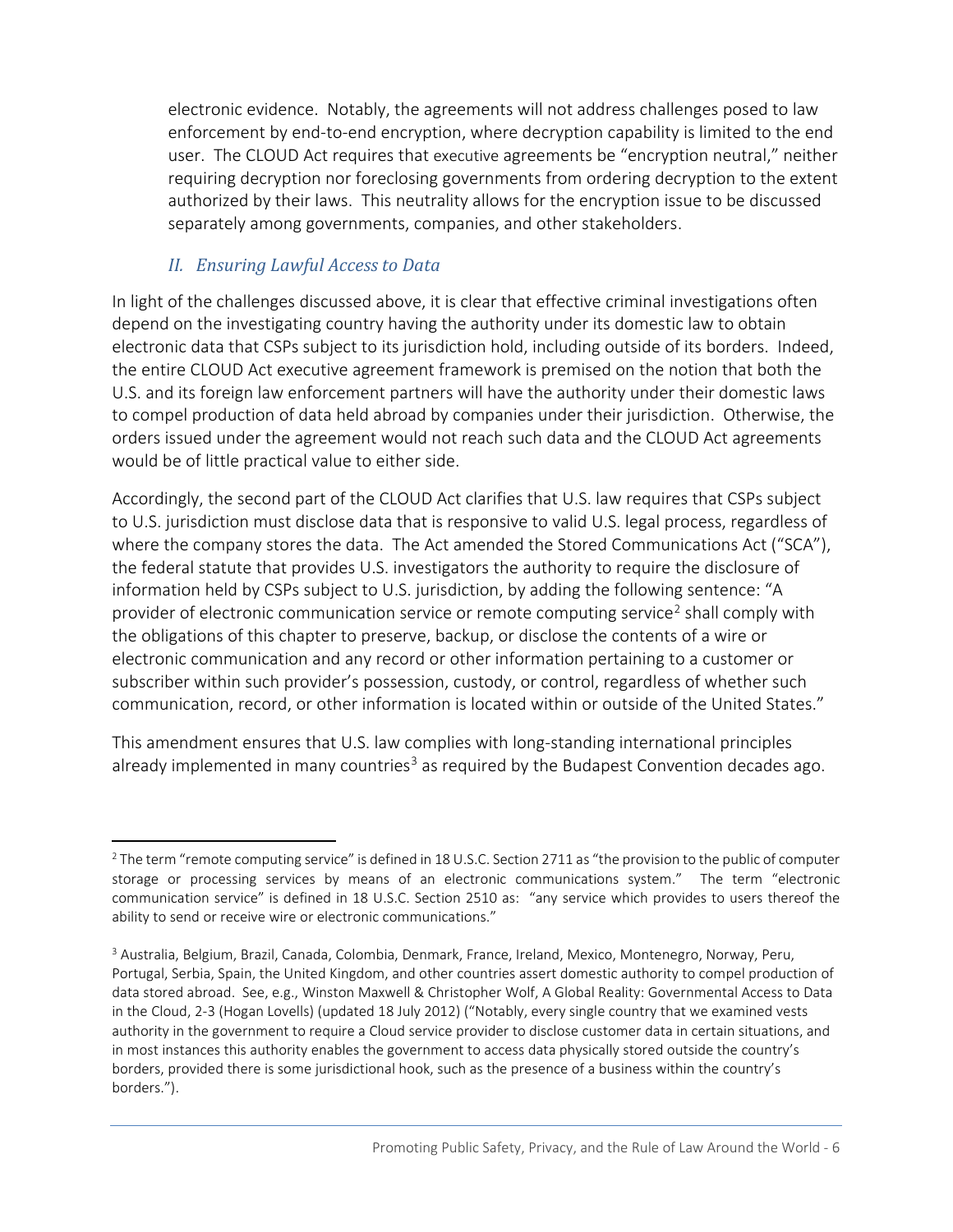electronic evidence. Notably, the agreements will not address challenges posed to law enforcement by end-to-end encryption, where decryption capability is limited to the end user. The CLOUD Act requires that executive agreements be "encryption neutral," neither requiring decryption nor foreclosing governments from ordering decryption to the extent authorized by their laws. This neutrality allows for the encryption issue to be discussed separately among governments, companies, and other stakeholders.

## *II. Ensuring Lawful Access to Data*

In light of the challenges discussed above, it is clear that effective criminal investigations often depend on the investigating country having the authority under its domestic law to obtain electronic data that CSPs subject to its jurisdiction hold, including outside of its borders. Indeed, the entire CLOUD Act executive agreement framework is premised on the notion that both the U.S. and its foreign law enforcement partners will have the authority under their domestic laws to compel production of data held abroad by companies under their jurisdiction. Otherwise, the orders issued under the agreement would not reach such data and the CLOUD Act agreements would be of little practical value to either side.

Accordingly, the second part of the CLOUD Act clarifies that U.S. law requires that CSPs subject to U.S. jurisdiction must disclose data that is responsive to valid U.S. legal process, regardless of where the company stores the data. The Act amended the Stored Communications Act ("SCA"), the federal statute that provides U.S. investigators the authority to require the disclosure of information held by CSPs subject to U.S. jurisdiction, by adding the following sentence: "A provider of electronic communication service or remote computing service[2] shall comply with the obligations of this chapter to preserve, backup, or disclose the contents of a wire or electronic communication and any record or other information pertaining to a customer or subscriber within such provider's possession, custody, or control, regardless of whether such communication, record, or other information is located within or outside of the United States."

This amendment ensures that U.S. law complies with long-standing international principles already implemented in many countries[3] as required by the Budapest Convention decades ago.

---

[2] The term "remote computing service" is defined in 18 U.S.C. Section 2711 as "the provision to the public of computer storage or processing services by means of an electronic communications system." The term "electronic communication service" is defined in 18 U.S.C. Section 2510 as: "any service which provides to users thereof the ability to send or receive wire or electronic communications."

[3] Australia, Belgium, Brazil, Canada, Colombia, Denmark, France, Ireland, Mexico, Montenegro, Norway, Peru, Portugal, Serbia, Spain, the United Kingdom, and other countries assert domestic authority to compel production of data stored abroad. See, e.g., Winston Maxwell & Christopher Wolf, A Global Reality: Governmental Access to Data in the Cloud, 2-3 (Hogan Lovells) (updated 18 July 2012) ("Notably, every single country that we examined vests authority in the government to require a Cloud service provider to disclose customer data in certain situations, and in most instances this authority enables the government to access data physically stored outside the country's borders, provided there is some jurisdictional hook, such as the presence of a business within the country's borders.").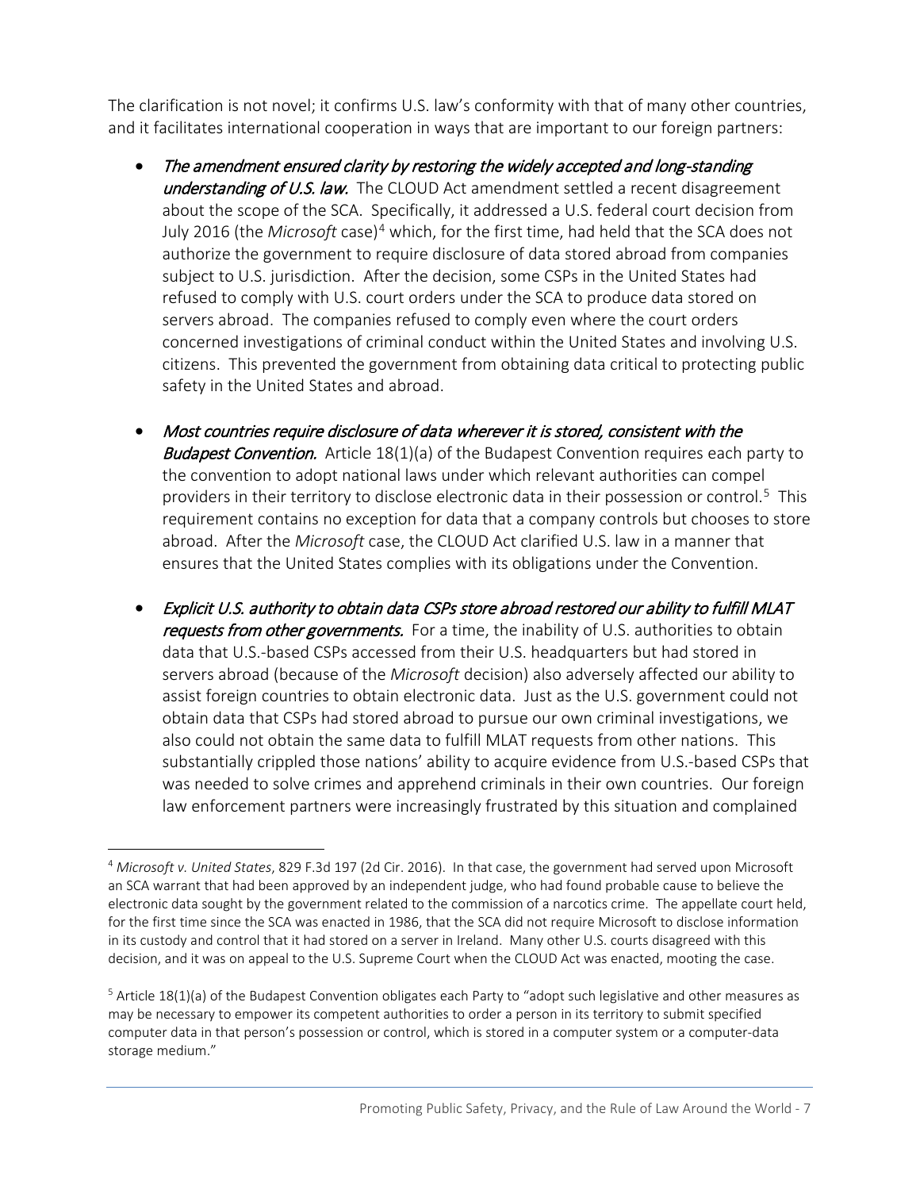The clarification is not novel; it confirms U.S. law's conformity with that of many other countries, and it facilitates international cooperation in ways that are important to our foreign partners:

- *The amendment ensured clarity by restoring the widely accepted and long-standing understanding of U.S. law.* The CLOUD Act amendment settled a recent disagreement about the scope of the SCA. Specifically, it addressed a U.S. federal court decision from July 2016 (the *Microsoft* case)[4] which, for the first time, had held that the SCA does not authorize the government to require disclosure of data stored abroad from companies subject to U.S. jurisdiction. After the decision, some CSPs in the United States had refused to comply with U.S. court orders under the SCA to produce data stored on servers abroad. The companies refused to comply even where the court orders concerned investigations of criminal conduct within the United States and involving U.S. citizens. This prevented the government from obtaining data critical to protecting public safety in the United States and abroad.

- *Most countries require disclosure of data wherever it is stored, consistent with the Budapest Convention.* Article 18(1)(a) of the Budapest Convention requires each party to the convention to adopt national laws under which relevant authorities can compel providers in their territory to disclose electronic data in their possession or control.[5] This requirement contains no exception for data that a company controls but chooses to store abroad. After the *Microsoft* case, the CLOUD Act clarified U.S. law in a manner that ensures that the United States complies with its obligations under the Convention.

- *Explicit U.S. authority to obtain data CSPs store abroad restored our ability to fulfill MLAT requests from other governments.* For a time, the inability of U.S. authorities to obtain data that U.S.-based CSPs accessed from their U.S. headquarters but had stored in servers abroad (because of the *Microsoft* decision) also adversely affected our ability to assist foreign countries to obtain electronic data. Just as the U.S. government could not obtain data that CSPs had stored abroad to pursue our own criminal investigations, we also could not obtain the same data to fulfill MLAT requests from other nations. This substantially crippled those nations' ability to acquire evidence from U.S.-based CSPs that was needed to solve crimes and apprehend criminals in their own countries. Our foreign law enforcement partners were increasingly frustrated by this situation and complained

---

[4] *Microsoft v. United States*, 829 F.3d 197 (2d Cir. 2016). In that case, the government had served upon Microsoft an SCA warrant that had been approved by an independent judge, who had found probable cause to believe the electronic data sought by the government related to the commission of a narcotics crime. The appellate court held, for the first time since the SCA was enacted in 1986, that the SCA did not require Microsoft to disclose information in its custody and control that it had stored on a server in Ireland. Many other U.S. courts disagreed with this decision, and it was on appeal to the U.S. Supreme Court when the CLOUD Act was enacted, mooting the case.

[5] Article 18(1)(a) of the Budapest Convention obligates each Party to "adopt such legislative and other measures as may be necessary to empower its competent authorities to order a person in its territory to submit specified computer data in that person's possession or control, which is stored in a computer system or a computer-data storage medium."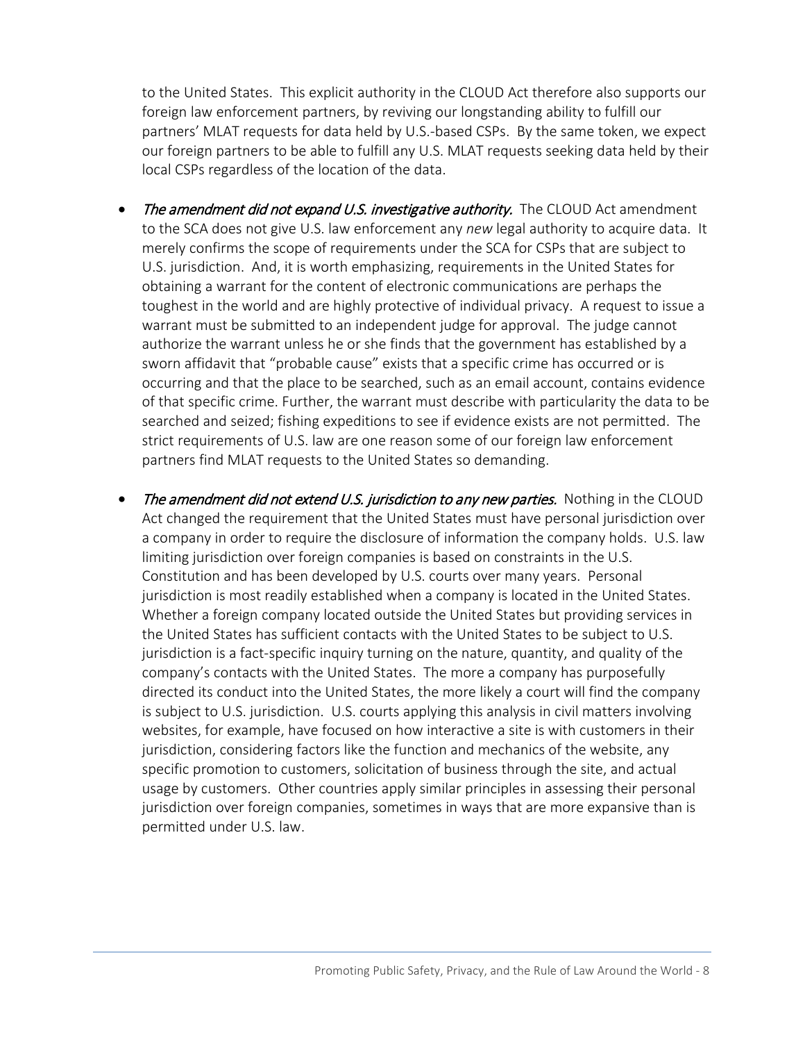to the United States. This explicit authority in the CLOUD Act therefore also supports our foreign law enforcement partners, by reviving our longstanding ability to fulfill our partners' MLAT requests for data held by U.S.-based CSPs. By the same token, we expect our foreign partners to be able to fulfill any U.S. MLAT requests seeking data held by their local CSPs regardless of the location of the data.

- *The amendment did not expand U.S. investigative authority.* The CLOUD Act amendment to the SCA does not give U.S. law enforcement any *new* legal authority to acquire data. It merely confirms the scope of requirements under the SCA for CSPs that are subject to U.S. jurisdiction. And, it is worth emphasizing, requirements in the United States for obtaining a warrant for the content of electronic communications are perhaps the toughest in the world and are highly protective of individual privacy. A request to issue a warrant must be submitted to an independent judge for approval. The judge cannot authorize the warrant unless he or she finds that the government has established by a sworn affidavit that "probable cause" exists that a specific crime has occurred or is occurring and that the place to be searched, such as an email account, contains evidence of that specific crime. Further, the warrant must describe with particularity the data to be searched and seized; fishing expeditions to see if evidence exists are not permitted. The strict requirements of U.S. law are one reason some of our foreign law enforcement partners find MLAT requests to the United States so demanding.

- *The amendment did not extend U.S. jurisdiction to any new parties.* Nothing in the CLOUD Act changed the requirement that the United States must have personal jurisdiction over a company in order to require the disclosure of information the company holds. U.S. law limiting jurisdiction over foreign companies is based on constraints in the U.S. Constitution and has been developed by U.S. courts over many years. Personal jurisdiction is most readily established when a company is located in the United States. Whether a foreign company located outside the United States but providing services in the United States has sufficient contacts with the United States to be subject to U.S. jurisdiction is a fact-specific inquiry turning on the nature, quantity, and quality of the company's contacts with the United States. The more a company has purposefully directed its conduct into the United States, the more likely a court will find the company is subject to U.S. jurisdiction. U.S. courts applying this analysis in civil matters involving websites, for example, have focused on how interactive a site is with customers in their jurisdiction, considering factors like the function and mechanics of the website, any specific promotion to customers, solicitation of business through the site, and actual usage by customers. Other countries apply similar principles in assessing their personal jurisdiction over foreign companies, sometimes in ways that are more expansive than is permitted under U.S. law.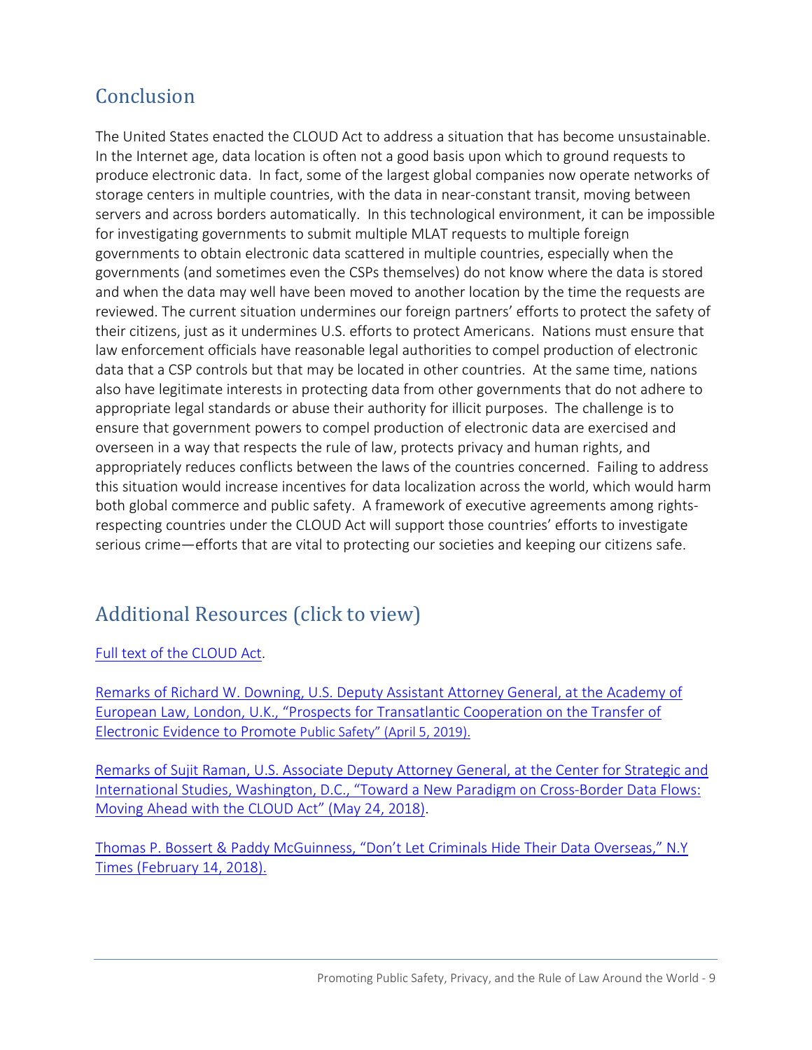## Conclusion

The United States enacted the CLOUD Act to address a situation that has become unsustainable. In the Internet age, data location is often not a good basis upon which to ground requests to produce electronic data. In fact, some of the largest global companies now operate networks of storage centers in multiple countries, with the data in near-constant transit, moving between servers and across borders automatically. In this technological environment, it can be impossible for investigating governments to submit multiple MLAT requests to multiple foreign governments to obtain electronic data scattered in multiple countries, especially when the governments (and sometimes even the CSPs themselves) do not know where the data is stored and when the data may well have been moved to another location by the time the requests are reviewed. The current situation undermines our foreign partners' efforts to protect the safety of their citizens, just as it undermines U.S. efforts to protect Americans. Nations must ensure that law enforcement officials have reasonable legal authorities to compel production of electronic data that a CSP controls but that may be located in other countries. At the same time, nations also have legitimate interests in protecting data from other governments that do not adhere to appropriate legal standards or abuse their authority for illicit purposes. The challenge is to ensure that government powers to compel production of electronic data are exercised and overseen in a way that respects the rule of law, protects privacy and human rights, and appropriately reduces conflicts between the laws of the countries concerned. Failing to address this situation would increase incentives for data localization across the world, which would harm both global commerce and public safety. A framework of executive agreements among rights-respecting countries under the CLOUD Act will support those countries' efforts to investigate serious crime—efforts that are vital to protecting our societies and keeping our citizens safe.

## Additional Resources (click to view)

Full text of the CLOUD Act.

Remarks of Richard W. Downing, U.S. Deputy Assistant Attorney General, at the Academy of European Law, London, U.K., "Prospects for Transatlantic Cooperation on the Transfer of Electronic Evidence to Promote Public Safety" (April 5, 2019).

Remarks of Sujit Raman, U.S. Associate Deputy Attorney General, at the Center for Strategic and International Studies, Washington, D.C., "Toward a New Paradigm on Cross-Border Data Flows: Moving Ahead with the CLOUD Act" (May 24, 2018).

Thomas P. Bossert & Paddy McGuinness, "Don't Let Criminals Hide Their Data Overseas," N.Y Times (February 14, 2018).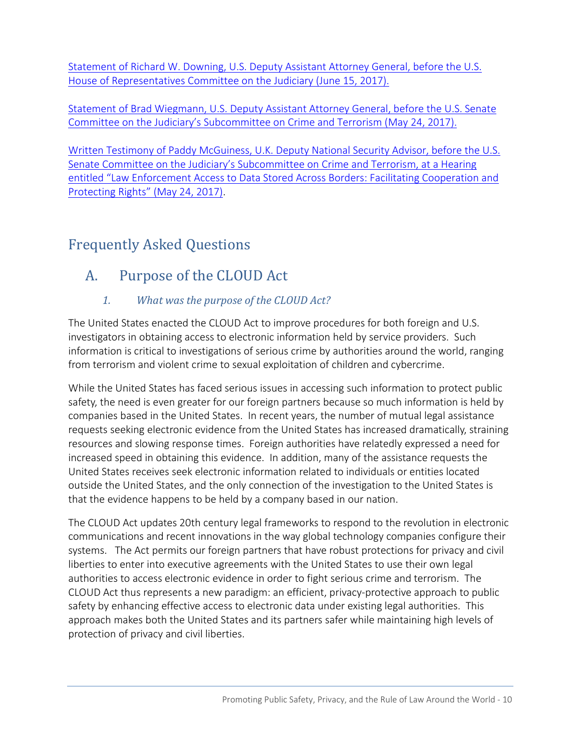Statement of Richard W. Downing, U.S. Deputy Assistant Attorney General, before the U.S. House of Representatives Committee on the Judiciary (June 15, 2017).

Statement of Brad Wiegmann, U.S. Deputy Assistant Attorney General, before the U.S. Senate Committee on the Judiciary's Subcommittee on Crime and Terrorism (May 24, 2017).

Written Testimony of Paddy McGuiness, U.K. Deputy National Security Advisor, before the U.S. Senate Committee on the Judiciary's Subcommittee on Crime and Terrorism, at a Hearing entitled "Law Enforcement Access to Data Stored Across Borders: Facilitating Cooperation and Protecting Rights" (May 24, 2017).

# Frequently Asked Questions

## A. Purpose of the CLOUD Act

### *1. What was the purpose of the CLOUD Act?*

The United States enacted the CLOUD Act to improve procedures for both foreign and U.S. investigators in obtaining access to electronic information held by service providers. Such information is critical to investigations of serious crime by authorities around the world, ranging from terrorism and violent crime to sexual exploitation of children and cybercrime.

While the United States has faced serious issues in accessing such information to protect public safety, the need is even greater for our foreign partners because so much information is held by companies based in the United States. In recent years, the number of mutual legal assistance requests seeking electronic evidence from the United States has increased dramatically, straining resources and slowing response times. Foreign authorities have relatedly expressed a need for increased speed in obtaining this evidence. In addition, many of the assistance requests the United States receives seek electronic information related to individuals or entities located outside the United States, and the only connection of the investigation to the United States is that the evidence happens to be held by a company based in our nation.

The CLOUD Act updates 20th century legal frameworks to respond to the revolution in electronic communications and recent innovations in the way global technology companies configure their systems. The Act permits our foreign partners that have robust protections for privacy and civil liberties to enter into executive agreements with the United States to use their own legal authorities to access electronic evidence in order to fight serious crime and terrorism. The CLOUD Act thus represents a new paradigm: an efficient, privacy-protective approach to public safety by enhancing effective access to electronic data under existing legal authorities. This approach makes both the United States and its partners safer while maintaining high levels of protection of privacy and civil liberties.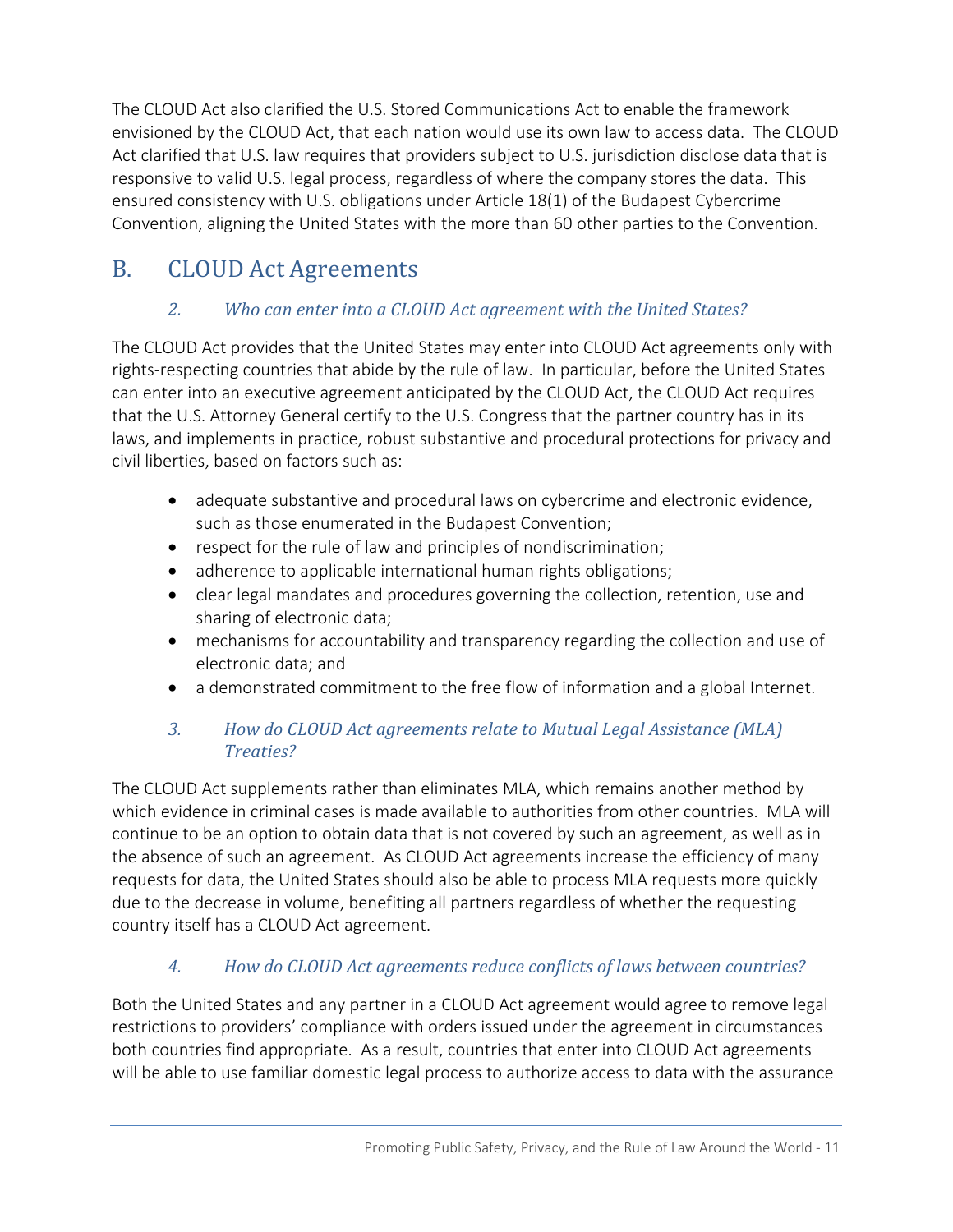The CLOUD Act also clarified the U.S. Stored Communications Act to enable the framework envisioned by the CLOUD Act, that each nation would use its own law to access data. The CLOUD Act clarified that U.S. law requires that providers subject to U.S. jurisdiction disclose data that is responsive to valid U.S. legal process, regardless of where the company stores the data. This ensured consistency with U.S. obligations under Article 18(1) of the Budapest Cybercrime Convention, aligning the United States with the more than 60 other parties to the Convention.

## B. CLOUD Act Agreements

### *2. Who can enter into a CLOUD Act agreement with the United States?*

The CLOUD Act provides that the United States may enter into CLOUD Act agreements only with rights-respecting countries that abide by the rule of law. In particular, before the United States can enter into an executive agreement anticipated by the CLOUD Act, the CLOUD Act requires that the U.S. Attorney General certify to the U.S. Congress that the partner country has in its laws, and implements in practice, robust substantive and procedural protections for privacy and civil liberties, based on factors such as:

- adequate substantive and procedural laws on cybercrime and electronic evidence, such as those enumerated in the Budapest Convention;
- respect for the rule of law and principles of nondiscrimination;
- adherence to applicable international human rights obligations;
- clear legal mandates and procedures governing the collection, retention, use and sharing of electronic data;
- mechanisms for accountability and transparency regarding the collection and use of electronic data; and
- a demonstrated commitment to the free flow of information and a global Internet.

### *3. How do CLOUD Act agreements relate to Mutual Legal Assistance (MLA) Treaties?*

The CLOUD Act supplements rather than eliminates MLA, which remains another method by which evidence in criminal cases is made available to authorities from other countries. MLA will continue to be an option to obtain data that is not covered by such an agreement, as well as in the absence of such an agreement. As CLOUD Act agreements increase the efficiency of many requests for data, the United States should also be able to process MLA requests more quickly due to the decrease in volume, benefiting all partners regardless of whether the requesting country itself has a CLOUD Act agreement.

### *4. How do CLOUD Act agreements reduce conflicts of laws between countries?*

Both the United States and any partner in a CLOUD Act agreement would agree to remove legal restrictions to providers' compliance with orders issued under the agreement in circumstances both countries find appropriate. As a result, countries that enter into CLOUD Act agreements will be able to use familiar domestic legal process to authorize access to data with the assurance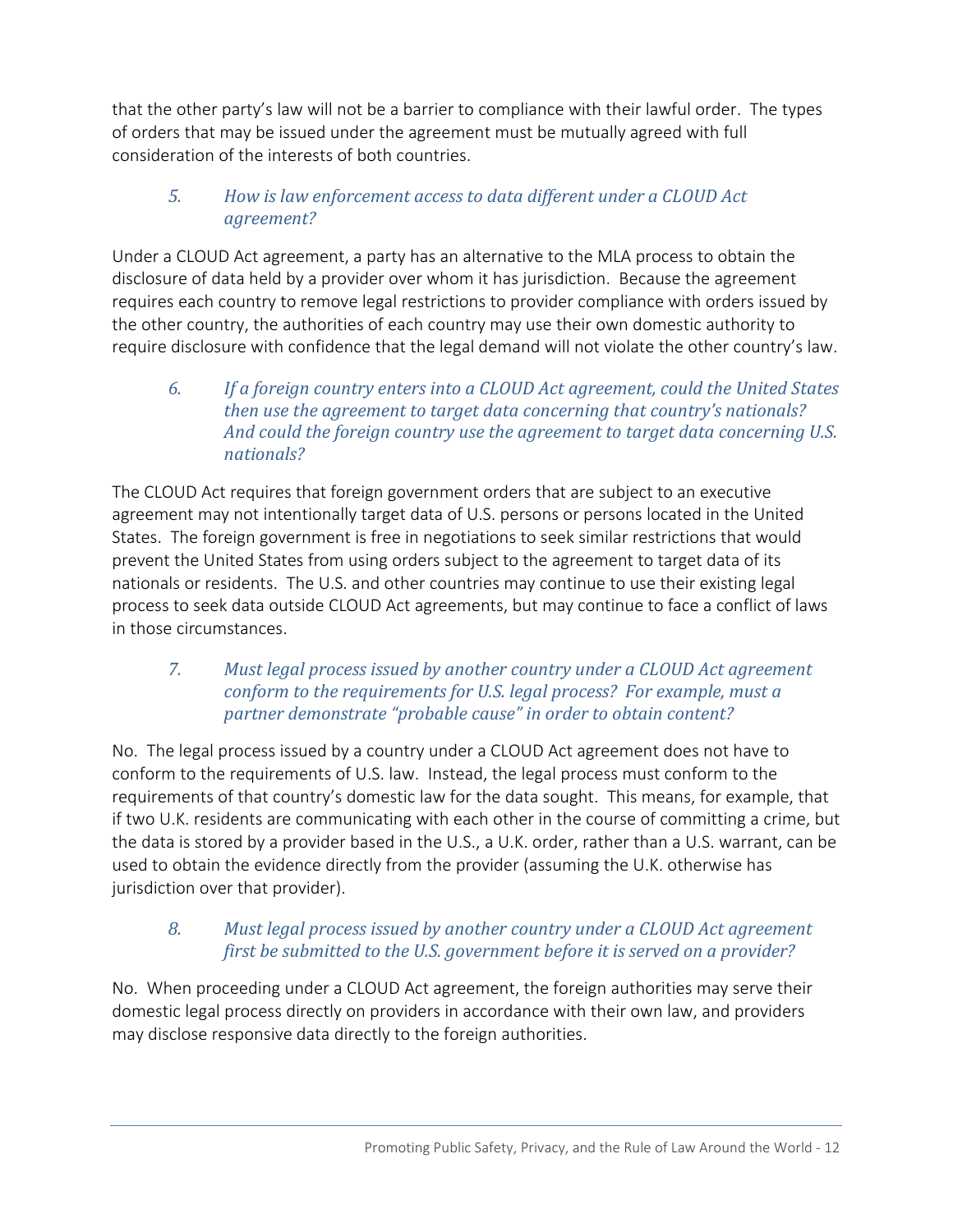that the other party's law will not be a barrier to compliance with their lawful order. The types of orders that may be issued under the agreement must be mutually agreed with full consideration of the interests of both countries.

### *5. How is law enforcement access to data different under a CLOUD Act agreement?*

Under a CLOUD Act agreement, a party has an alternative to the MLA process to obtain the disclosure of data held by a provider over whom it has jurisdiction. Because the agreement requires each country to remove legal restrictions to provider compliance with orders issued by the other country, the authorities of each country may use their own domestic authority to require disclosure with confidence that the legal demand will not violate the other country's law.

### *6. If a foreign country enters into a CLOUD Act agreement, could the United States then use the agreement to target data concerning that country's nationals? And could the foreign country use the agreement to target data concerning U.S. nationals?*

The CLOUD Act requires that foreign government orders that are subject to an executive agreement may not intentionally target data of U.S. persons or persons located in the United States. The foreign government is free in negotiations to seek similar restrictions that would prevent the United States from using orders subject to the agreement to target data of its nationals or residents. The U.S. and other countries may continue to use their existing legal process to seek data outside CLOUD Act agreements, but may continue to face a conflict of laws in those circumstances.

### *7. Must legal process issued by another country under a CLOUD Act agreement conform to the requirements for U.S. legal process? For example, must a partner demonstrate "probable cause" in order to obtain content?*

No. The legal process issued by a country under a CLOUD Act agreement does not have to conform to the requirements of U.S. law. Instead, the legal process must conform to the requirements of that country's domestic law for the data sought. This means, for example, that if two U.K. residents are communicating with each other in the course of committing a crime, but the data is stored by a provider based in the U.S., a U.K. order, rather than a U.S. warrant, can be used to obtain the evidence directly from the provider (assuming the U.K. otherwise has jurisdiction over that provider).

### *8. Must legal process issued by another country under a CLOUD Act agreement first be submitted to the U.S. government before it is served on a provider?*

No. When proceeding under a CLOUD Act agreement, the foreign authorities may serve their domestic legal process directly on providers in accordance with their own law, and providers may disclose responsive data directly to the foreign authorities.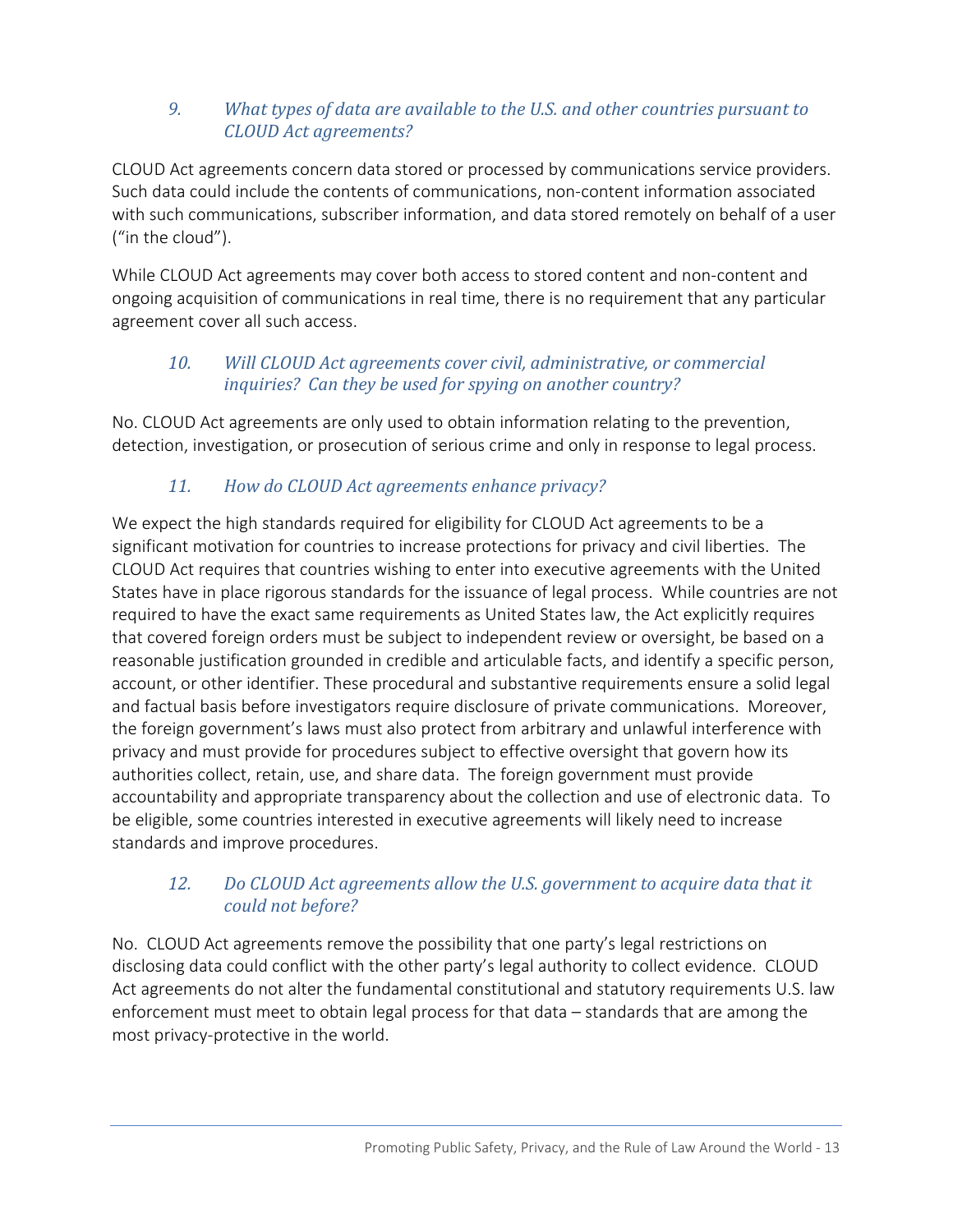### *9. What types of data are available to the U.S. and other countries pursuant to CLOUD Act agreements?*

CLOUD Act agreements concern data stored or processed by communications service providers. Such data could include the contents of communications, non-content information associated with such communications, subscriber information, and data stored remotely on behalf of a user ("in the cloud").

While CLOUD Act agreements may cover both access to stored content and non-content and ongoing acquisition of communications in real time, there is no requirement that any particular agreement cover all such access.

### *10. Will CLOUD Act agreements cover civil, administrative, or commercial inquiries? Can they be used for spying on another country?*

No. CLOUD Act agreements are only used to obtain information relating to the prevention, detection, investigation, or prosecution of serious crime and only in response to legal process.

### *11. How do CLOUD Act agreements enhance privacy?*

We expect the high standards required for eligibility for CLOUD Act agreements to be a significant motivation for countries to increase protections for privacy and civil liberties. The CLOUD Act requires that countries wishing to enter into executive agreements with the United States have in place rigorous standards for the issuance of legal process. While countries are not required to have the exact same requirements as United States law, the Act explicitly requires that covered foreign orders must be subject to independent review or oversight, be based on a reasonable justification grounded in credible and articulable facts, and identify a specific person, account, or other identifier. These procedural and substantive requirements ensure a solid legal and factual basis before investigators require disclosure of private communications. Moreover, the foreign government's laws must also protect from arbitrary and unlawful interference with privacy and must provide for procedures subject to effective oversight that govern how its authorities collect, retain, use, and share data. The foreign government must provide accountability and appropriate transparency about the collection and use of electronic data. To be eligible, some countries interested in executive agreements will likely need to increase standards and improve procedures.

### *12. Do CLOUD Act agreements allow the U.S. government to acquire data that it could not before?*

No. CLOUD Act agreements remove the possibility that one party's legal restrictions on disclosing data could conflict with the other party's legal authority to collect evidence. CLOUD Act agreements do not alter the fundamental constitutional and statutory requirements U.S. law enforcement must meet to obtain legal process for that data – standards that are among the most privacy-protective in the world.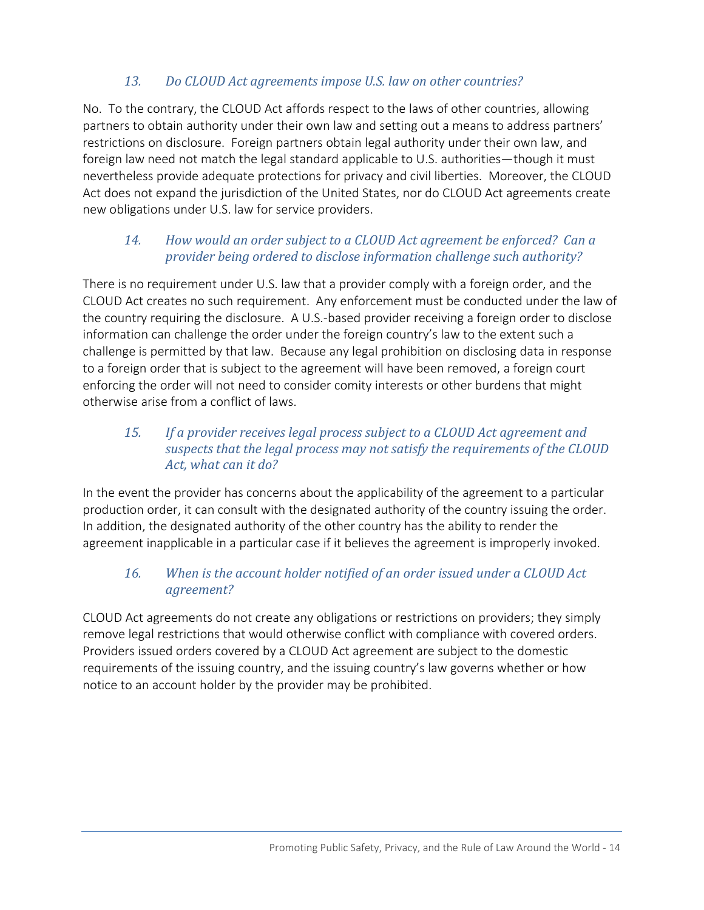### 13. *Do CLOUD Act agreements impose U.S. law on other countries?*

No. To the contrary, the CLOUD Act affords respect to the laws of other countries, allowing partners to obtain authority under their own law and setting out a means to address partners' restrictions on disclosure. Foreign partners obtain legal authority under their own law, and foreign law need not match the legal standard applicable to U.S. authorities—though it must nevertheless provide adequate protections for privacy and civil liberties. Moreover, the CLOUD Act does not expand the jurisdiction of the United States, nor do CLOUD Act agreements create new obligations under U.S. law for service providers.

### 14. *How would an order subject to a CLOUD Act agreement be enforced? Can a provider being ordered to disclose information challenge such authority?*

There is no requirement under U.S. law that a provider comply with a foreign order, and the CLOUD Act creates no such requirement. Any enforcement must be conducted under the law of the country requiring the disclosure. A U.S.-based provider receiving a foreign order to disclose information can challenge the order under the foreign country's law to the extent such a challenge is permitted by that law. Because any legal prohibition on disclosing data in response to a foreign order that is subject to the agreement will have been removed, a foreign court enforcing the order will not need to consider comity interests or other burdens that might otherwise arise from a conflict of laws.

### 15. *If a provider receives legal process subject to a CLOUD Act agreement and suspects that the legal process may not satisfy the requirements of the CLOUD Act, what can it do?*

In the event the provider has concerns about the applicability of the agreement to a particular production order, it can consult with the designated authority of the country issuing the order. In addition, the designated authority of the other country has the ability to render the agreement inapplicable in a particular case if it believes the agreement is improperly invoked.

### 16. *When is the account holder notified of an order issued under a CLOUD Act agreement?*

CLOUD Act agreements do not create any obligations or restrictions on providers; they simply remove legal restrictions that would otherwise conflict with compliance with covered orders. Providers issued orders covered by a CLOUD Act agreement are subject to the domestic requirements of the issuing country, and the issuing country's law governs whether or how notice to an account holder by the provider may be prohibited.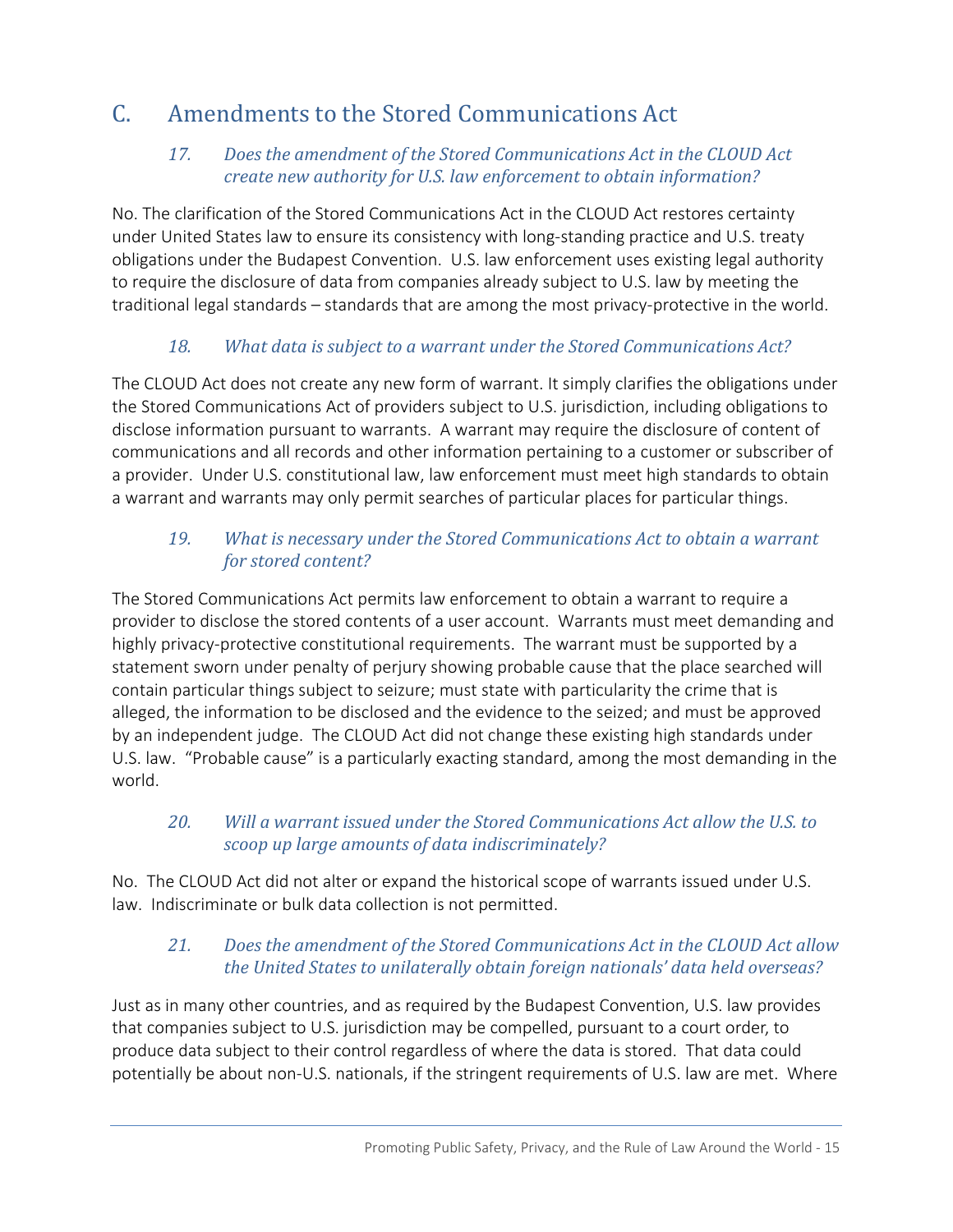## C. Amendments to the Stored Communications Act

### *17. Does the amendment of the Stored Communications Act in the CLOUD Act create new authority for U.S. law enforcement to obtain information?*

No. The clarification of the Stored Communications Act in the CLOUD Act restores certainty under United States law to ensure its consistency with long-standing practice and U.S. treaty obligations under the Budapest Convention. U.S. law enforcement uses existing legal authority to require the disclosure of data from companies already subject to U.S. law by meeting the traditional legal standards – standards that are among the most privacy-protective in the world.

### *18. What data is subject to a warrant under the Stored Communications Act?*

The CLOUD Act does not create any new form of warrant. It simply clarifies the obligations under the Stored Communications Act of providers subject to U.S. jurisdiction, including obligations to disclose information pursuant to warrants. A warrant may require the disclosure of content of communications and all records and other information pertaining to a customer or subscriber of a provider. Under U.S. constitutional law, law enforcement must meet high standards to obtain a warrant and warrants may only permit searches of particular places for particular things.

### *19. What is necessary under the Stored Communications Act to obtain a warrant for stored content?*

The Stored Communications Act permits law enforcement to obtain a warrant to require a provider to disclose the stored contents of a user account. Warrants must meet demanding and highly privacy-protective constitutional requirements. The warrant must be supported by a statement sworn under penalty of perjury showing probable cause that the place searched will contain particular things subject to seizure; must state with particularity the crime that is alleged, the information to be disclosed and the evidence to the seized; and must be approved by an independent judge. The CLOUD Act did not change these existing high standards under U.S. law. "Probable cause" is a particularly exacting standard, among the most demanding in the world.

### *20. Will a warrant issued under the Stored Communications Act allow the U.S. to scoop up large amounts of data indiscriminately?*

No. The CLOUD Act did not alter or expand the historical scope of warrants issued under U.S. law. Indiscriminate or bulk data collection is not permitted.

### *21. Does the amendment of the Stored Communications Act in the CLOUD Act allow the United States to unilaterally obtain foreign nationals' data held overseas?*

Just as in many other countries, and as required by the Budapest Convention, U.S. law provides that companies subject to U.S. jurisdiction may be compelled, pursuant to a court order, to produce data subject to their control regardless of where the data is stored. That data could potentially be about non-U.S. nationals, if the stringent requirements of U.S. law are met. Where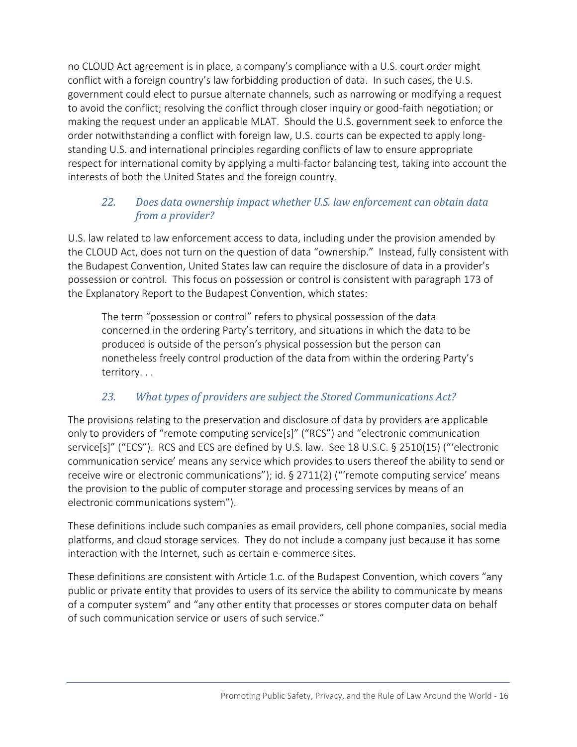no CLOUD Act agreement is in place, a company's compliance with a U.S. court order might conflict with a foreign country's law forbidding production of data. In such cases, the U.S. government could elect to pursue alternate channels, such as narrowing or modifying a request to avoid the conflict; resolving the conflict through closer inquiry or good-faith negotiation; or making the request under an applicable MLAT. Should the U.S. government seek to enforce the order notwithstanding a conflict with foreign law, U.S. courts can be expected to apply long-standing U.S. and international principles regarding conflicts of law to ensure appropriate respect for international comity by applying a multi-factor balancing test, taking into account the interests of both the United States and the foreign country.

### *22. Does data ownership impact whether U.S. law enforcement can obtain data from a provider?*

U.S. law related to law enforcement access to data, including under the provision amended by the CLOUD Act, does not turn on the question of data "ownership." Instead, fully consistent with the Budapest Convention, United States law can require the disclosure of data in a provider's possession or control. This focus on possession or control is consistent with paragraph 173 of the Explanatory Report to the Budapest Convention, which states:

> The term "possession or control" refers to physical possession of the data concerned in the ordering Party's territory, and situations in which the data to be produced is outside of the person's physical possession but the person can nonetheless freely control production of the data from within the ordering Party's territory. . .

### *23. What types of providers are subject the Stored Communications Act?*

The provisions relating to the preservation and disclosure of data by providers are applicable only to providers of "remote computing service[s]" ("RCS") and "electronic communication service[s]" ("ECS"). RCS and ECS are defined by U.S. law. See 18 U.S.C. § 2510(15) ("'electronic communication service' means any service which provides to users thereof the ability to send or receive wire or electronic communications"); id. § 2711(2) ("'remote computing service' means the provision to the public of computer storage and processing services by means of an electronic communications system").

These definitions include such companies as email providers, cell phone companies, social media platforms, and cloud storage services. They do not include a company just because it has some interaction with the Internet, such as certain e-commerce sites.

These definitions are consistent with Article 1.c. of the Budapest Convention, which covers "any public or private entity that provides to users of its service the ability to communicate by means of a computer system" and "any other entity that processes or stores computer data on behalf of such communication service or users of such service."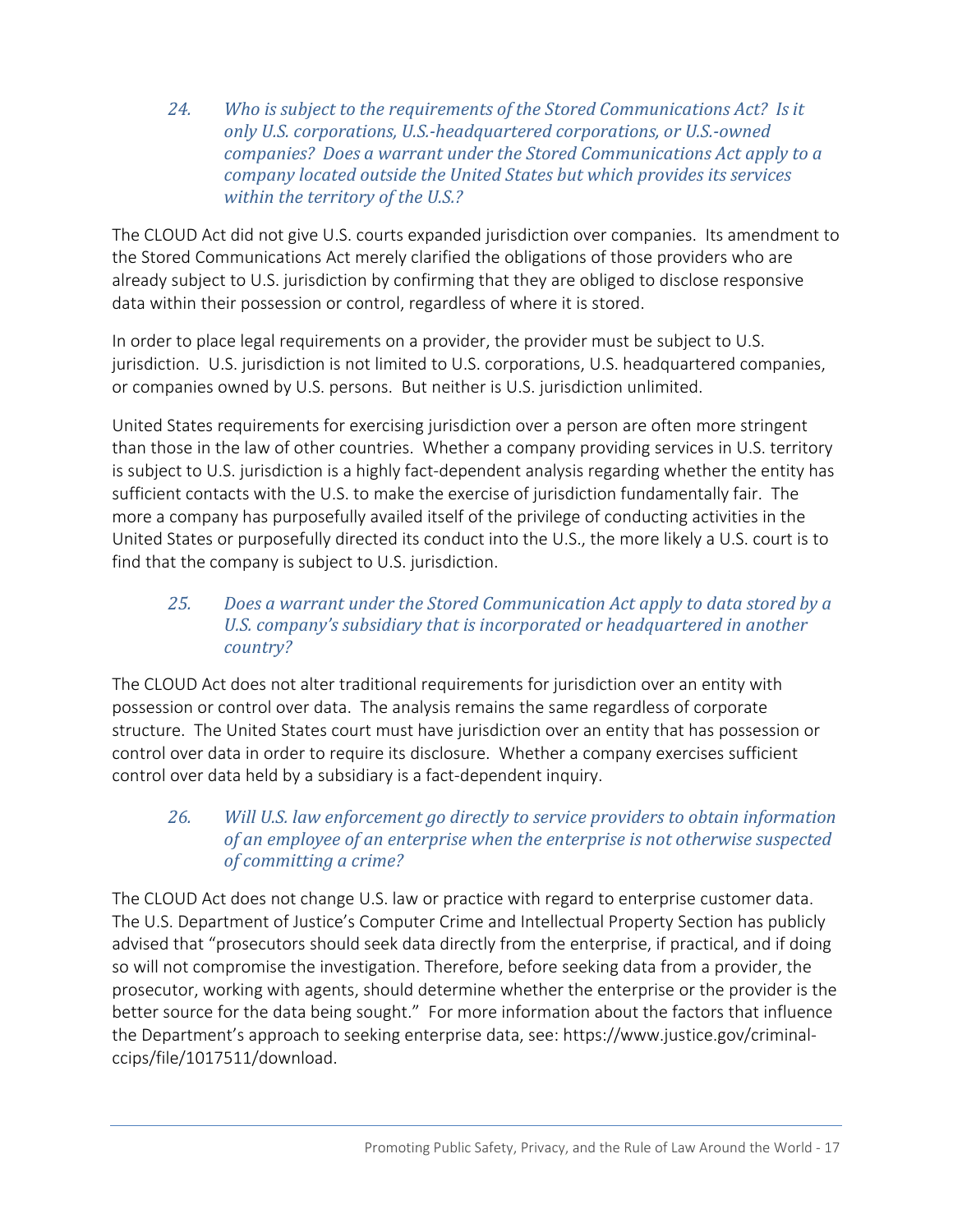### *24. Who is subject to the requirements of the Stored Communications Act? Is it only U.S. corporations, U.S.-headquartered corporations, or U.S.-owned companies? Does a warrant under the Stored Communications Act apply to a company located outside the United States but which provides its services within the territory of the U.S.?*

The CLOUD Act did not give U.S. courts expanded jurisdiction over companies. Its amendment to the Stored Communications Act merely clarified the obligations of those providers who are already subject to U.S. jurisdiction by confirming that they are obliged to disclose responsive data within their possession or control, regardless of where it is stored.

In order to place legal requirements on a provider, the provider must be subject to U.S. jurisdiction. U.S. jurisdiction is not limited to U.S. corporations, U.S. headquartered companies, or companies owned by U.S. persons. But neither is U.S. jurisdiction unlimited.

United States requirements for exercising jurisdiction over a person are often more stringent than those in the law of other countries. Whether a company providing services in U.S. territory is subject to U.S. jurisdiction is a highly fact-dependent analysis regarding whether the entity has sufficient contacts with the U.S. to make the exercise of jurisdiction fundamentally fair. The more a company has purposefully availed itself of the privilege of conducting activities in the United States or purposefully directed its conduct into the U.S., the more likely a U.S. court is to find that the company is subject to U.S. jurisdiction.

### *25. Does a warrant under the Stored Communication Act apply to data stored by a U.S. company's subsidiary that is incorporated or headquartered in another country?*

The CLOUD Act does not alter traditional requirements for jurisdiction over an entity with possession or control over data. The analysis remains the same regardless of corporate structure. The United States court must have jurisdiction over an entity that has possession or control over data in order to require its disclosure. Whether a company exercises sufficient control over data held by a subsidiary is a fact-dependent inquiry.

### *26. Will U.S. law enforcement go directly to service providers to obtain information of an employee of an enterprise when the enterprise is not otherwise suspected of committing a crime?*

The CLOUD Act does not change U.S. law or practice with regard to enterprise customer data. The U.S. Department of Justice's Computer Crime and Intellectual Property Section has publicly advised that "prosecutors should seek data directly from the enterprise, if practical, and if doing so will not compromise the investigation. Therefore, before seeking data from a provider, the prosecutor, working with agents, should determine whether the enterprise or the provider is the better source for the data being sought." For more information about the factors that influence the Department's approach to seeking enterprise data, see: https://www.justice.gov/criminal-ccips/file/1017511/download.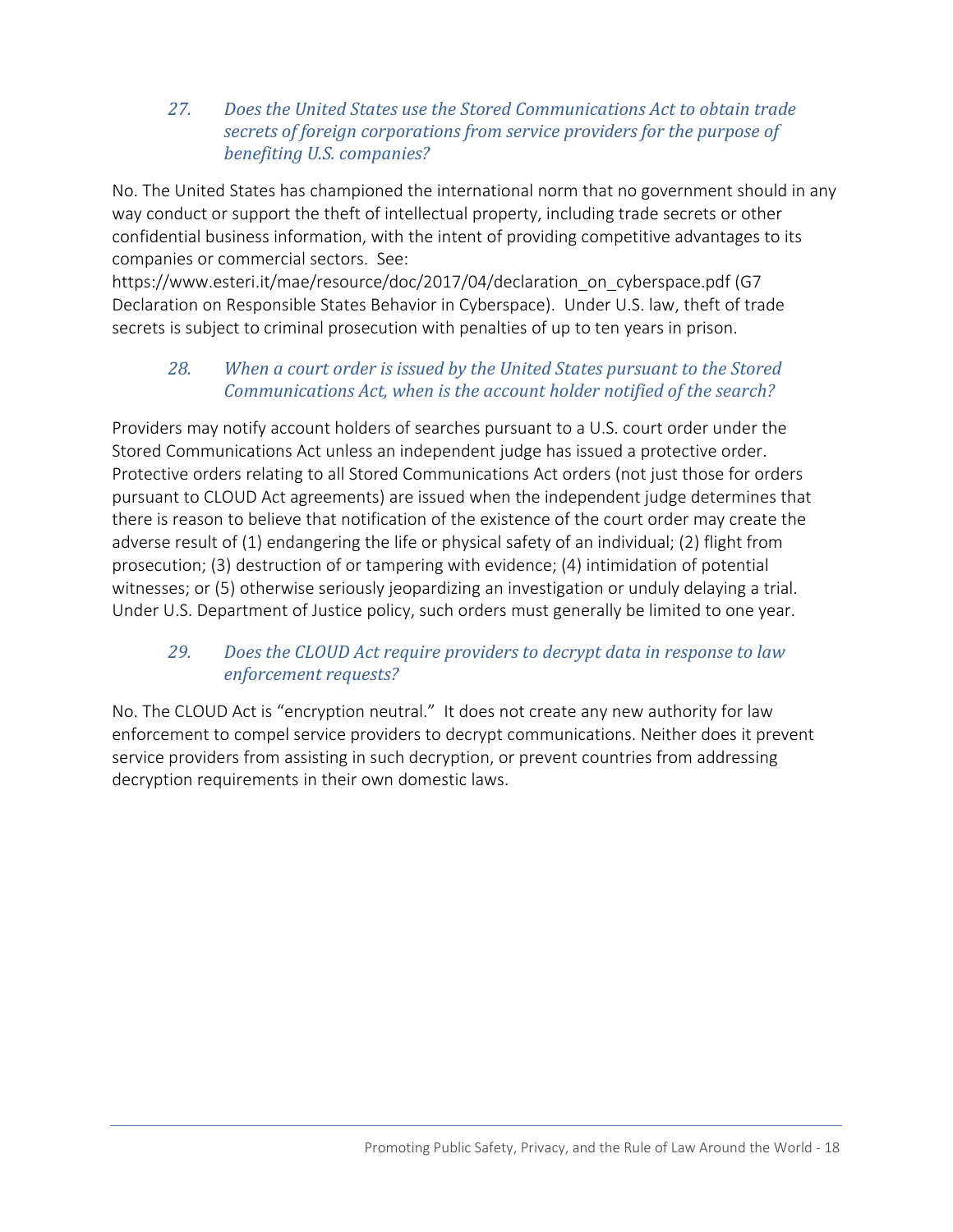### *27. Does the United States use the Stored Communications Act to obtain trade secrets of foreign corporations from service providers for the purpose of benefiting U.S. companies?*

No. The United States has championed the international norm that no government should in any way conduct or support the theft of intellectual property, including trade secrets or other confidential business information, with the intent of providing competitive advantages to its companies or commercial sectors. See: https://www.esteri.it/mae/resource/doc/2017/04/declaration_on_cyberspace.pdf (G7 Declaration on Responsible States Behavior in Cyberspace). Under U.S. law, theft of trade secrets is subject to criminal prosecution with penalties of up to ten years in prison.

### *28. When a court order is issued by the United States pursuant to the Stored Communications Act, when is the account holder notified of the search?*

Providers may notify account holders of searches pursuant to a U.S. court order under the Stored Communications Act unless an independent judge has issued a protective order. Protective orders relating to all Stored Communications Act orders (not just those for orders pursuant to CLOUD Act agreements) are issued when the independent judge determines that there is reason to believe that notification of the existence of the court order may create the adverse result of (1) endangering the life or physical safety of an individual; (2) flight from prosecution; (3) destruction of or tampering with evidence; (4) intimidation of potential witnesses; or (5) otherwise seriously jeopardizing an investigation or unduly delaying a trial. Under U.S. Department of Justice policy, such orders must generally be limited to one year.

### *29. Does the CLOUD Act require providers to decrypt data in response to law enforcement requests?*

No. The CLOUD Act is "encryption neutral." It does not create any new authority for law enforcement to compel service providers to decrypt communications. Neither does it prevent service providers from assisting in such decryption, or prevent countries from addressing decryption requirements in their own domestic laws.